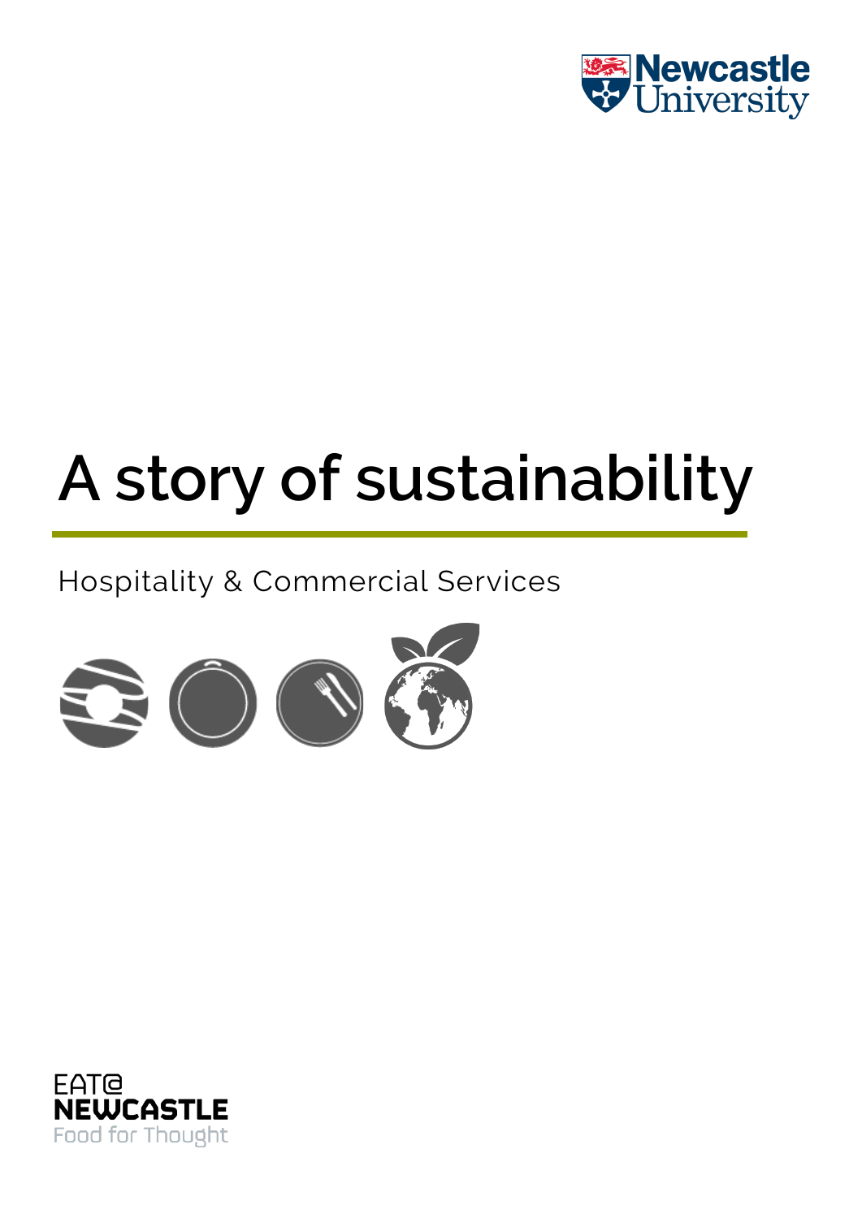Newcastle University

# A story of sustainability

Hospitality & Commercial Services

EAT@
NEWCASTLE
Food for Thought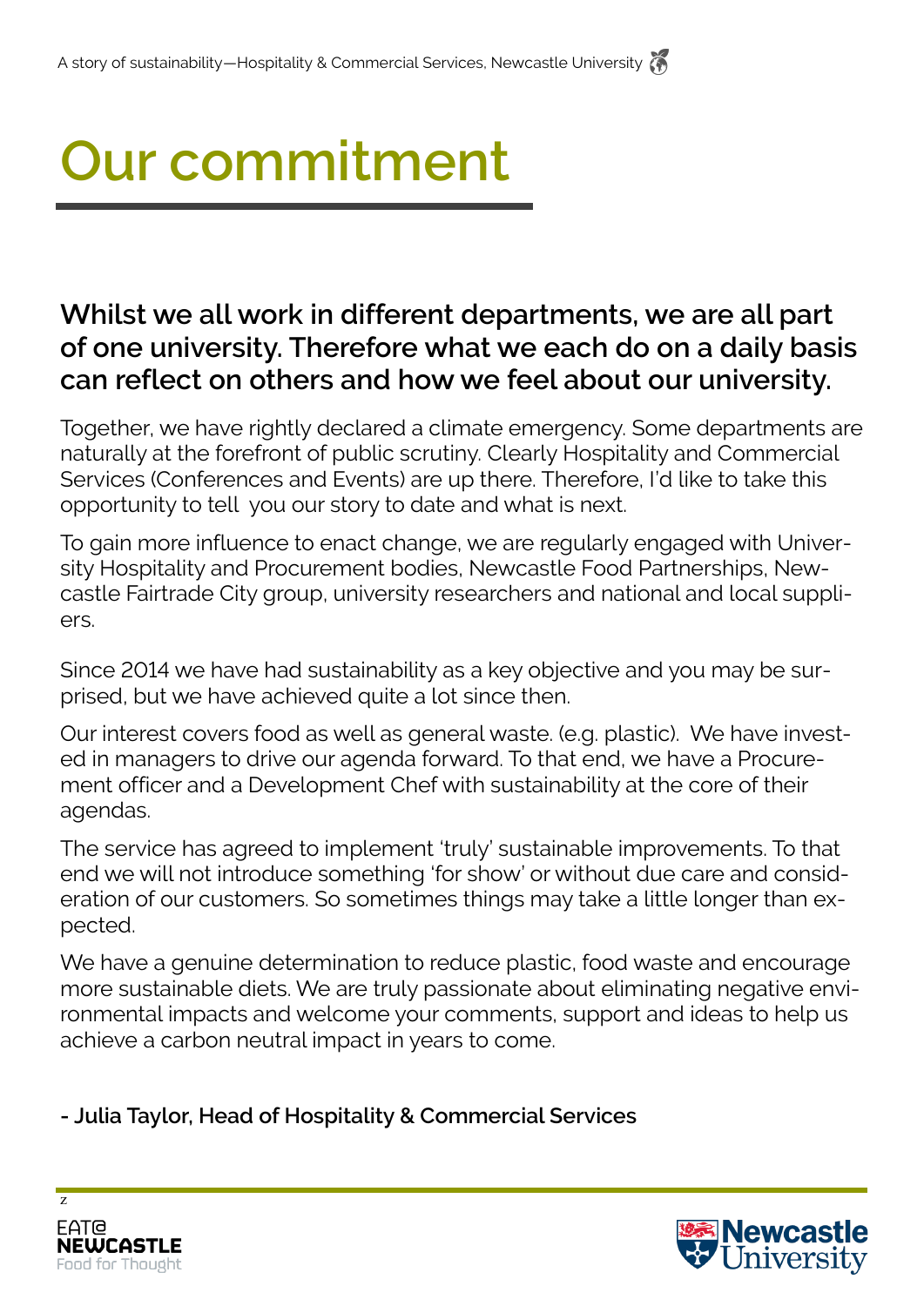# Our commitment

**Whilst we all work in different departments, we are all part of one university. Therefore what we each do on a daily basis can reflect on others and how we feel about our university.**

Together, we have rightly declared a climate emergency. Some departments are naturally at the forefront of public scrutiny. Clearly Hospitality and Commercial Services (Conferences and Events) are up there. Therefore, I'd like to take this opportunity to tell you our story to date and what is next.

To gain more influence to enact change, we are regularly engaged with University Hospitality and Procurement bodies, Newcastle Food Partnerships, Newcastle Fairtrade City group, university researchers and national and local suppliers.

Since 2014 we have had sustainability as a key objective and you may be surprised, but we have achieved quite a lot since then.

Our interest covers food as well as general waste. (e.g. plastic). We have invested in managers to drive our agenda forward. To that end, we have a Procurement officer and a Development Chef with sustainability at the core of their agendas.

The service has agreed to implement 'truly' sustainable improvements. To that end we will not introduce something 'for show' or without due care and consideration of our customers. So sometimes things may take a little longer than expected.

We have a genuine determination to reduce plastic, food waste and encourage more sustainable diets. We are truly passionate about eliminating negative environmental impacts and welcome your comments, support and ideas to help us achieve a carbon neutral impact in years to come.

**- Julia Taylor, Head of Hospitality & Commercial Services**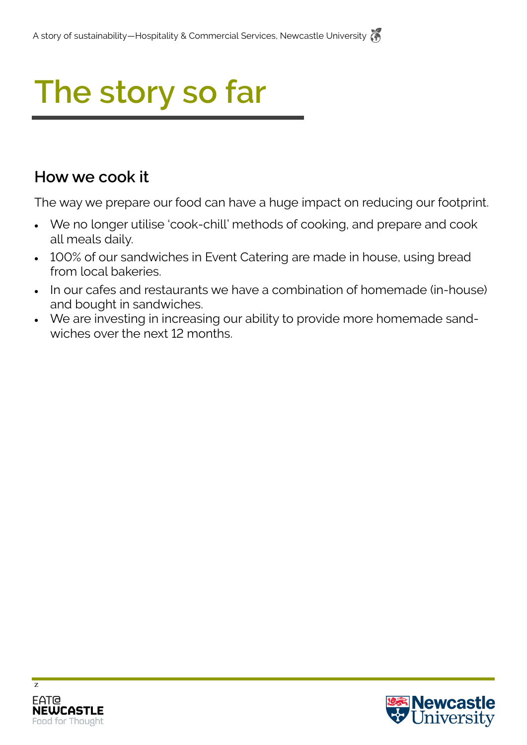# The story so far

## How we cook it

The way we prepare our food can have a huge impact on reducing our footprint.

- We no longer utilise 'cook-chill' methods of cooking, and prepare and cook all meals daily.
- 100% of our sandwiches in Event Catering are made in house, using bread from local bakeries.
- In our cafes and restaurants we have a combination of homemade (in-house) and bought in sandwiches.
- We are investing in increasing our ability to provide more homemade sandwiches over the next 12 months.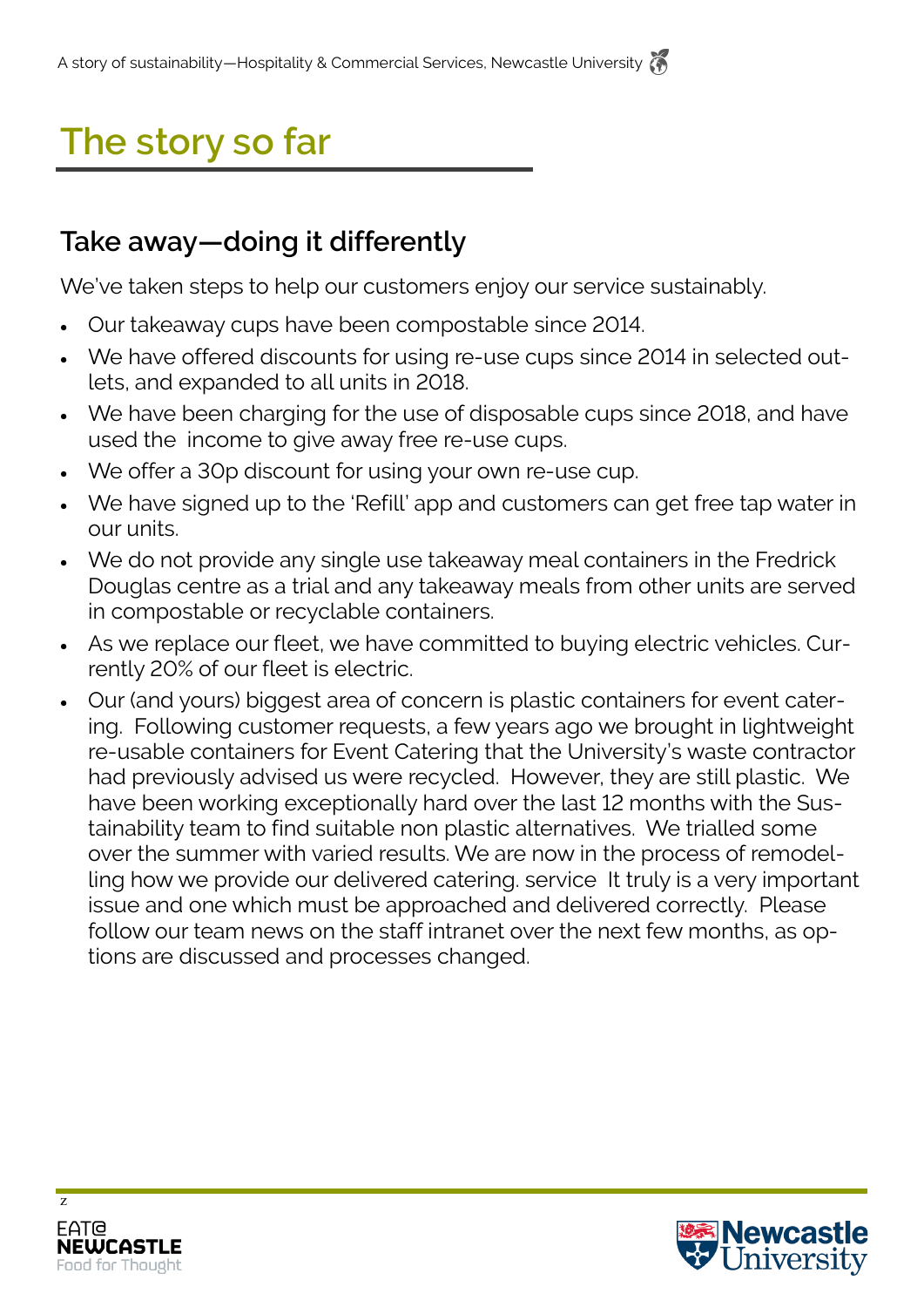# The story so far

## Take away—doing it differently

We've taken steps to help our customers enjoy our service sustainably.

- Our takeaway cups have been compostable since 2014.
- We have offered discounts for using re-use cups since 2014 in selected outlets, and expanded to all units in 2018.
- We have been charging for the use of disposable cups since 2018, and have used the income to give away free re-use cups.
- We offer a 30p discount for using your own re-use cup.
- We have signed up to the 'Refill' app and customers can get free tap water in our units.
- We do not provide any single use takeaway meal containers in the Fredrick Douglas centre as a trial and any takeaway meals from other units are served in compostable or recyclable containers.
- As we replace our fleet, we have committed to buying electric vehicles. Currently 20% of our fleet is electric.
- Our (and yours) biggest area of concern is plastic containers for event catering. Following customer requests, a few years ago we brought in lightweight re-usable containers for Event Catering that the University's waste contractor had previously advised us were recycled. However, they are still plastic. We have been working exceptionally hard over the last 12 months with the Sustainability team to find suitable non plastic alternatives. We trialled some over the summer with varied results. We are now in the process of remodelling how we provide our delivered catering. service It truly is a very important issue and one which must be approached and delivered correctly. Please follow our team news on the staff intranet over the next few months, as options are discussed and processes changed.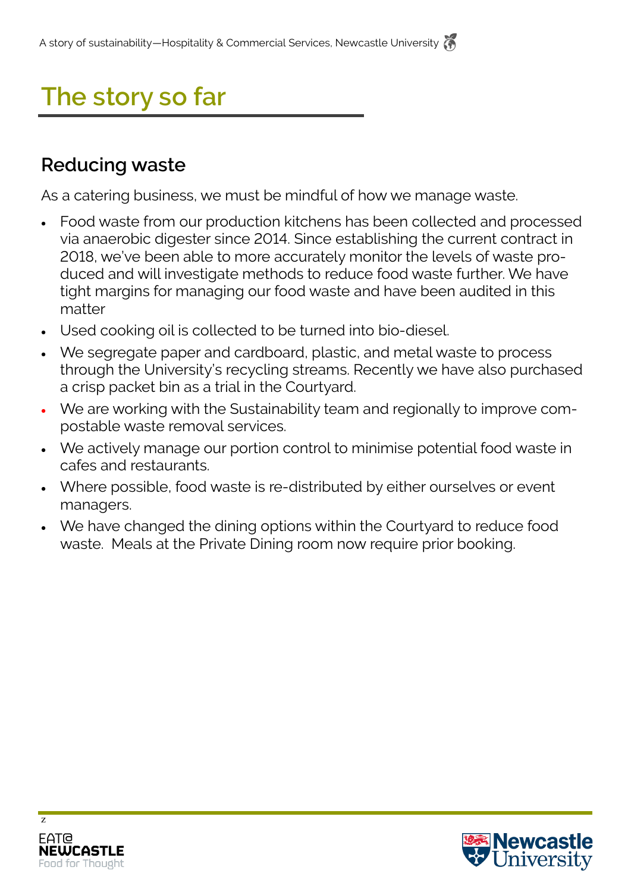# The story so far

## Reducing waste

As a catering business, we must be mindful of how we manage waste.

- Food waste from our production kitchens has been collected and processed via anaerobic digester since 2014. Since establishing the current contract in 2018, we've been able to more accurately monitor the levels of waste produced and will investigate methods to reduce food waste further. We have tight margins for managing our food waste and have been audited in this matter
- Used cooking oil is collected to be turned into bio-diesel.
- We segregate paper and cardboard, plastic, and metal waste to process through the University's recycling streams. Recently we have also purchased a crisp packet bin as a trial in the Courtyard.
- We are working with the Sustainability team and regionally to improve compostable waste removal services.
- We actively manage our portion control to minimise potential food waste in cafes and restaurants.
- Where possible, food waste is re-distributed by either ourselves or event managers.
- We have changed the dining options within the Courtyard to reduce food waste. Meals at the Private Dining room now require prior booking.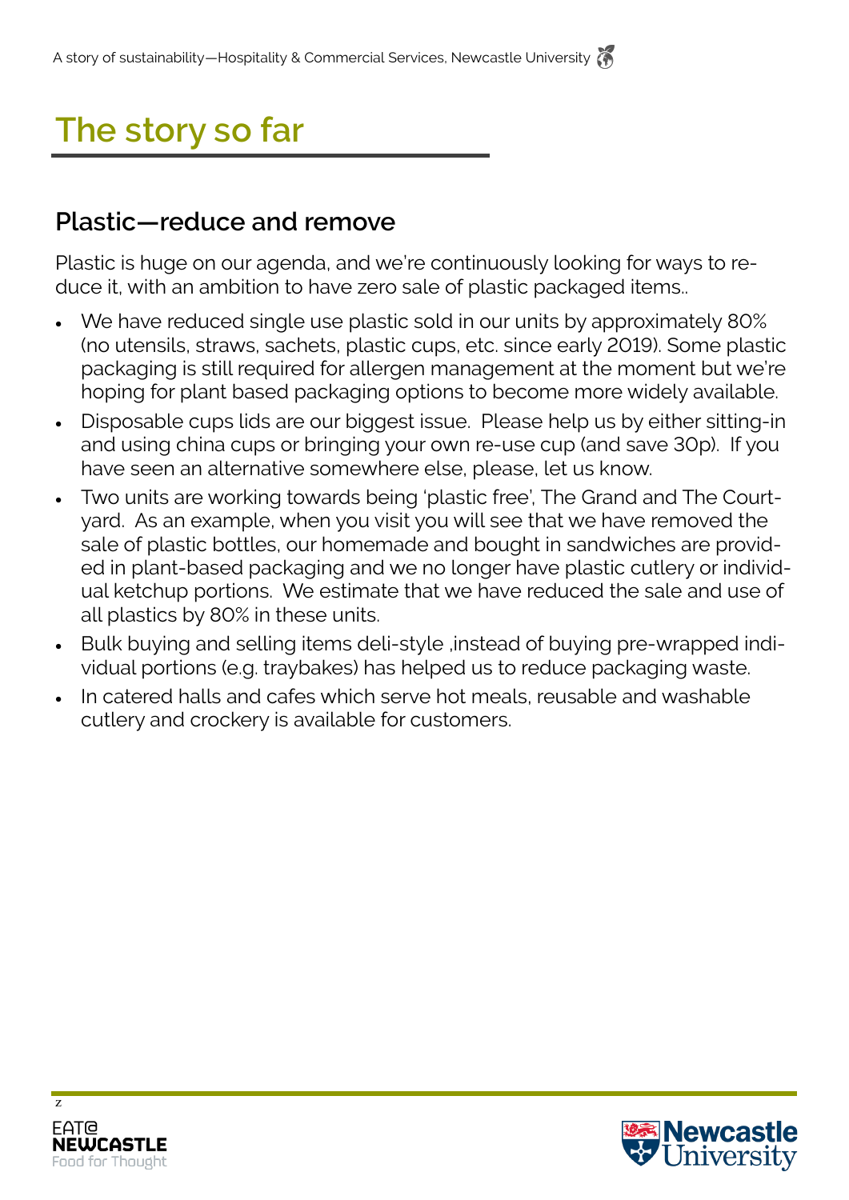# The story so far

## Plastic—reduce and remove

Plastic is huge on our agenda, and we're continuously looking for ways to reduce it, with an ambition to have zero sale of plastic packaged items..

- We have reduced single use plastic sold in our units by approximately 80% (no utensils, straws, sachets, plastic cups, etc. since early 2019). Some plastic packaging is still required for allergen management at the moment but we're hoping for plant based packaging options to become more widely available.
- Disposable cups lids are our biggest issue. Please help us by either sitting-in and using china cups or bringing your own re-use cup (and save 30p). If you have seen an alternative somewhere else, please, let us know.
- Two units are working towards being 'plastic free', The Grand and The Courtyard. As an example, when you visit you will see that we have removed the sale of plastic bottles, our homemade and bought in sandwiches are provided in plant-based packaging and we no longer have plastic cutlery or individual ketchup portions. We estimate that we have reduced the sale and use of all plastics by 80% in these units.
- Bulk buying and selling items deli-style ,instead of buying pre-wrapped individual portions (e.g. traybakes) has helped us to reduce packaging waste.
- In catered halls and cafes which serve hot meals, reusable and washable cutlery and crockery is available for customers.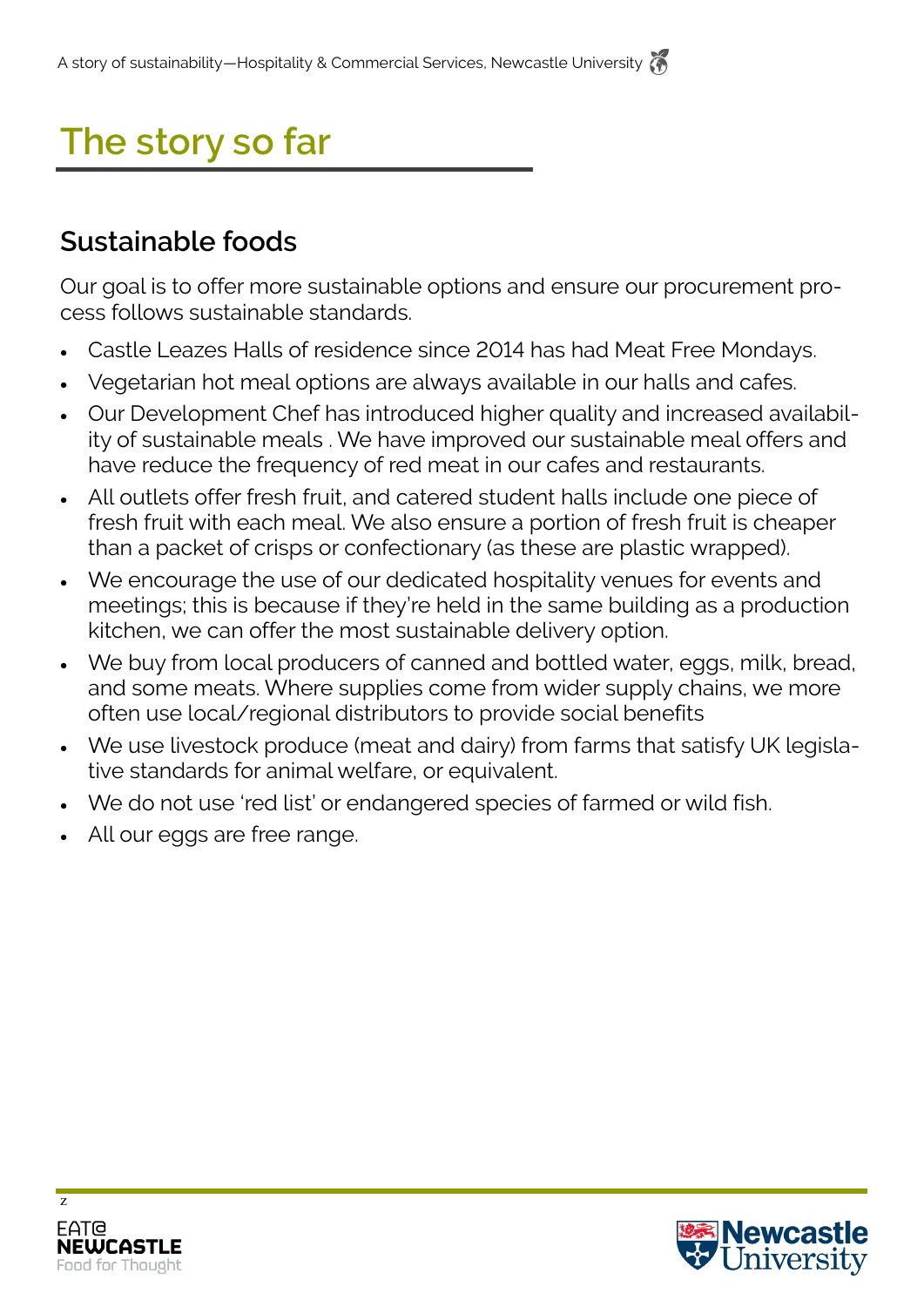# The story so far

## Sustainable foods

Our goal is to offer more sustainable options and ensure our procurement process follows sustainable standards.

- Castle Leazes Halls of residence since 2014 has had Meat Free Mondays.
- Vegetarian hot meal options are always available in our halls and cafes.
- Our Development Chef has introduced higher quality and increased availability of sustainable meals . We have improved our sustainable meal offers and have reduce the frequency of red meat in our cafes and restaurants.
- All outlets offer fresh fruit, and catered student halls include one piece of fresh fruit with each meal. We also ensure a portion of fresh fruit is cheaper than a packet of crisps or confectionary (as these are plastic wrapped).
- We encourage the use of our dedicated hospitality venues for events and meetings; this is because if they're held in the same building as a production kitchen, we can offer the most sustainable delivery option.
- We buy from local producers of canned and bottled water, eggs, milk, bread, and some meats. Where supplies come from wider supply chains, we more often use local/regional distributors to provide social benefits
- We use livestock produce (meat and dairy) from farms that satisfy UK legislative standards for animal welfare, or equivalent.
- We do not use 'red list' or endangered species of farmed or wild fish.
- All our eggs are free range.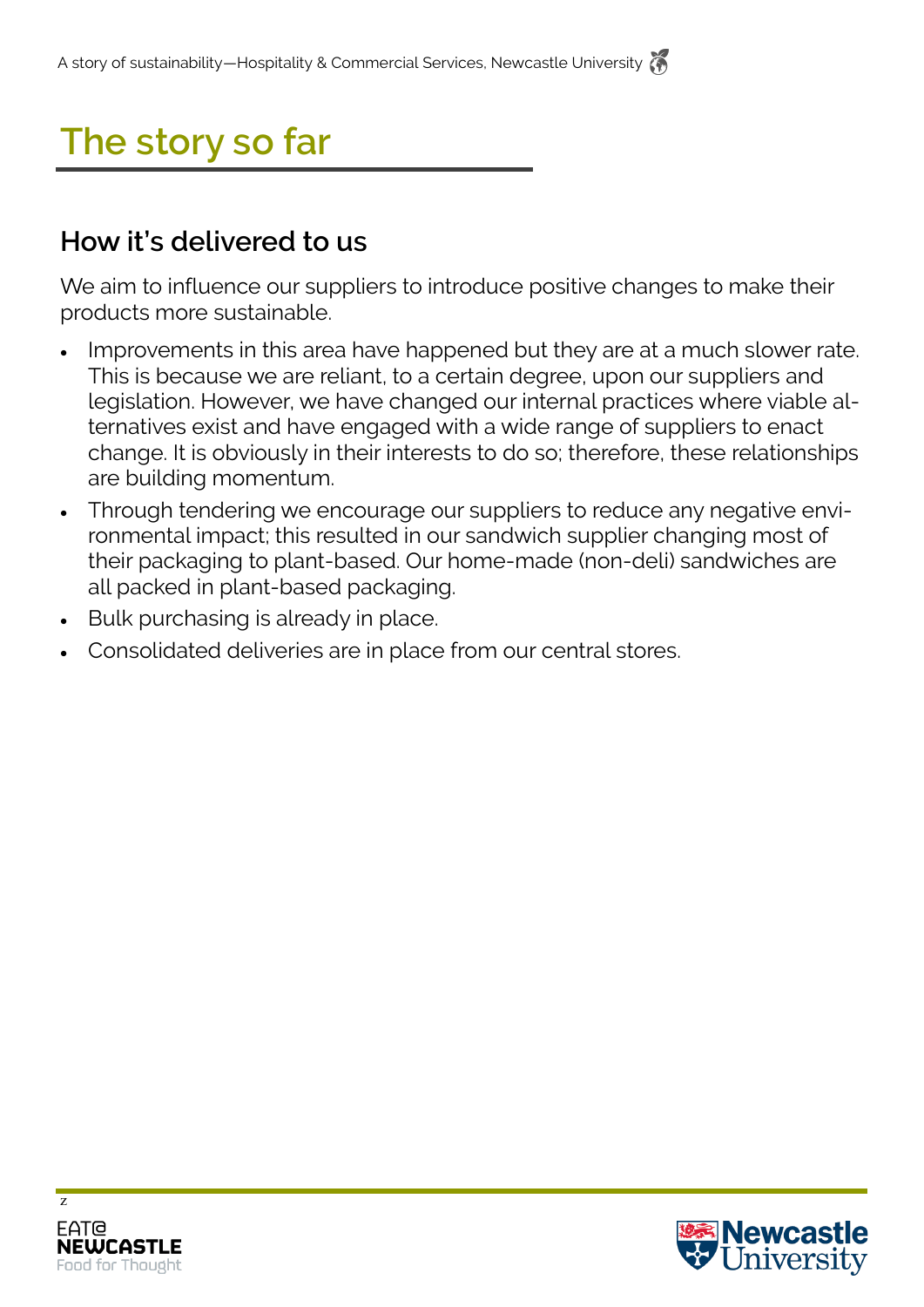# The story so far

## How it's delivered to us

We aim to influence our suppliers to introduce positive changes to make their products more sustainable.

- Improvements in this area have happened but they are at a much slower rate. This is because we are reliant, to a certain degree, upon our suppliers and legislation. However, we have changed our internal practices where viable alternatives exist and have engaged with a wide range of suppliers to enact change. It is obviously in their interests to do so; therefore, these relationships are building momentum.
- Through tendering we encourage our suppliers to reduce any negative environmental impact; this resulted in our sandwich supplier changing most of their packaging to plant-based. Our home-made (non-deli) sandwiches are all packed in plant-based packaging.
- Bulk purchasing is already in place.
- Consolidated deliveries are in place from our central stores.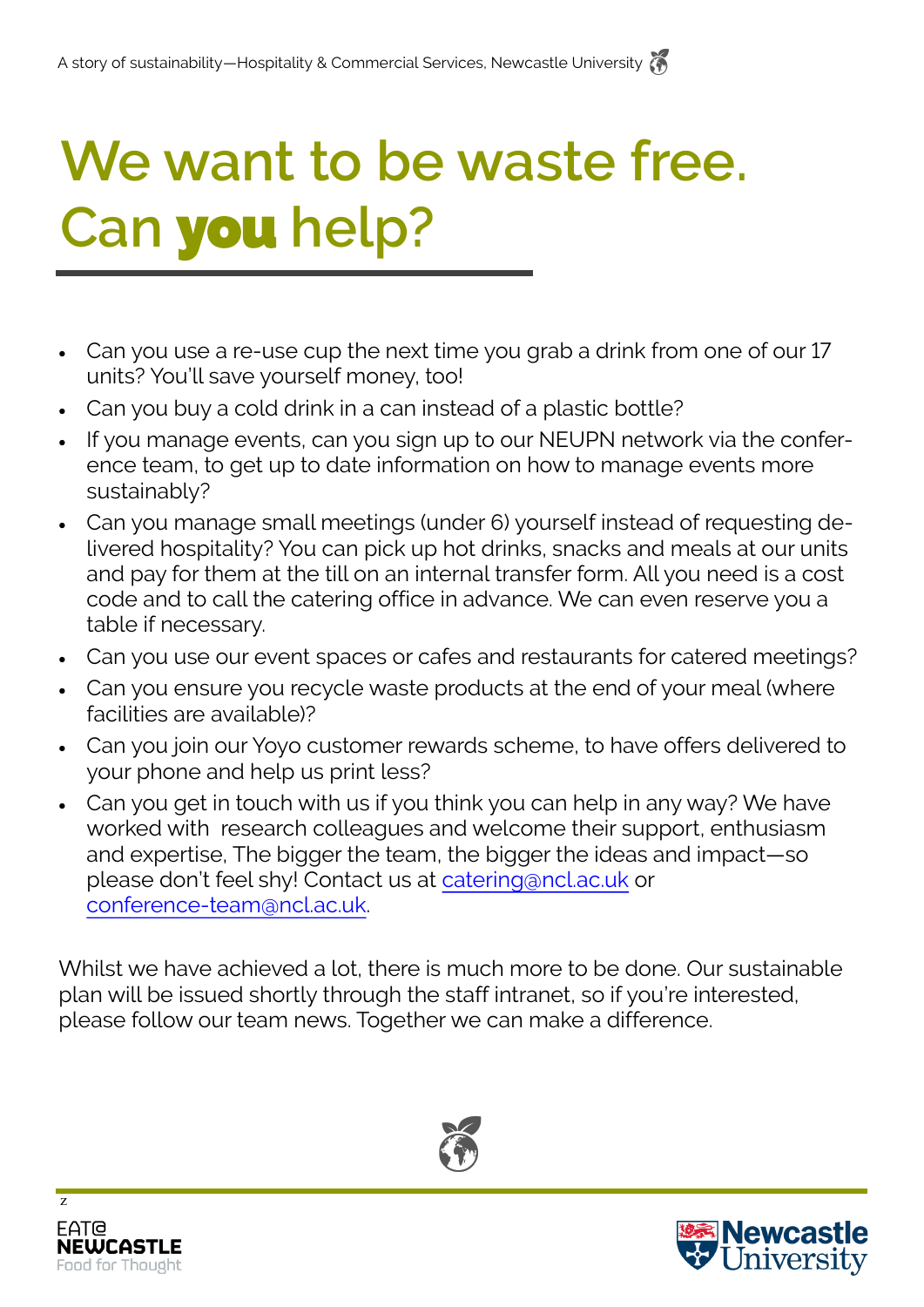# We want to be waste free. Can **you** help?

- Can you use a re-use cup the next time you grab a drink from one of our 17 units? You'll save yourself money, too!
- Can you buy a cold drink in a can instead of a plastic bottle?
- If you manage events, can you sign up to our NEUPN network via the conference team, to get up to date information on how to manage events more sustainably?
- Can you manage small meetings (under 6) yourself instead of requesting delivered hospitality? You can pick up hot drinks, snacks and meals at our units and pay for them at the till on an internal transfer form. All you need is a cost code and to call the catering office in advance. We can even reserve you a table if necessary.
- Can you use our event spaces or cafes and restaurants for catered meetings?
- Can you ensure you recycle waste products at the end of your meal (where facilities are available)?
- Can you join our Yoyo customer rewards scheme, to have offers delivered to your phone and help us print less?
- Can you get in touch with us if you think you can help in any way? We have worked with research colleagues and welcome their support, enthusiasm and expertise, The bigger the team, the bigger the ideas and impact—so please don't feel shy! Contact us at catering@ncl.ac.uk or conference-team@ncl.ac.uk.

Whilst we have achieved a lot, there is much more to be done. Our sustainable plan will be issued shortly through the staff intranet, so if you're interested, please follow our team news. Together we can make a difference.

EAT@ NEWCASTLE Food for Thought

Newcastle University